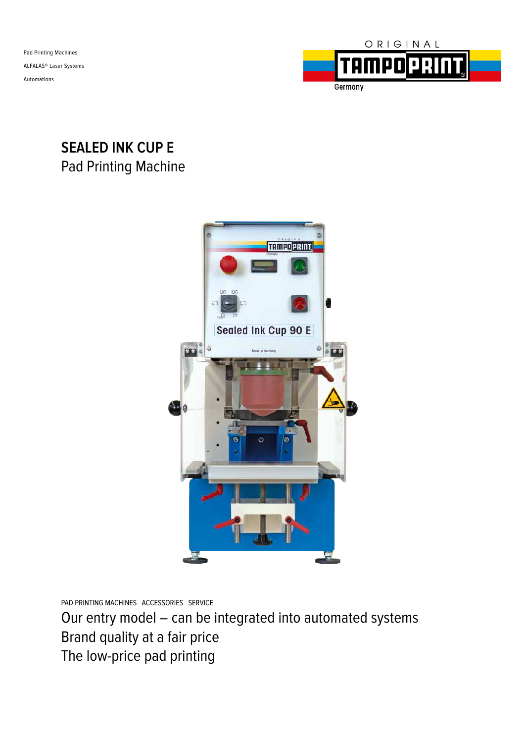Pad Printing Machines

ALFALAS® Laser Systems

Automations

ORIGINAL TAMPO PRINT Germany

# SEALED INK CUP E

## Pad Printing Machine

PAD PRINTING MACHINES ACCESSORIES SERVICE

Our entry model – can be integrated into automated systems

Brand quality at a fair price

The low-price pad printing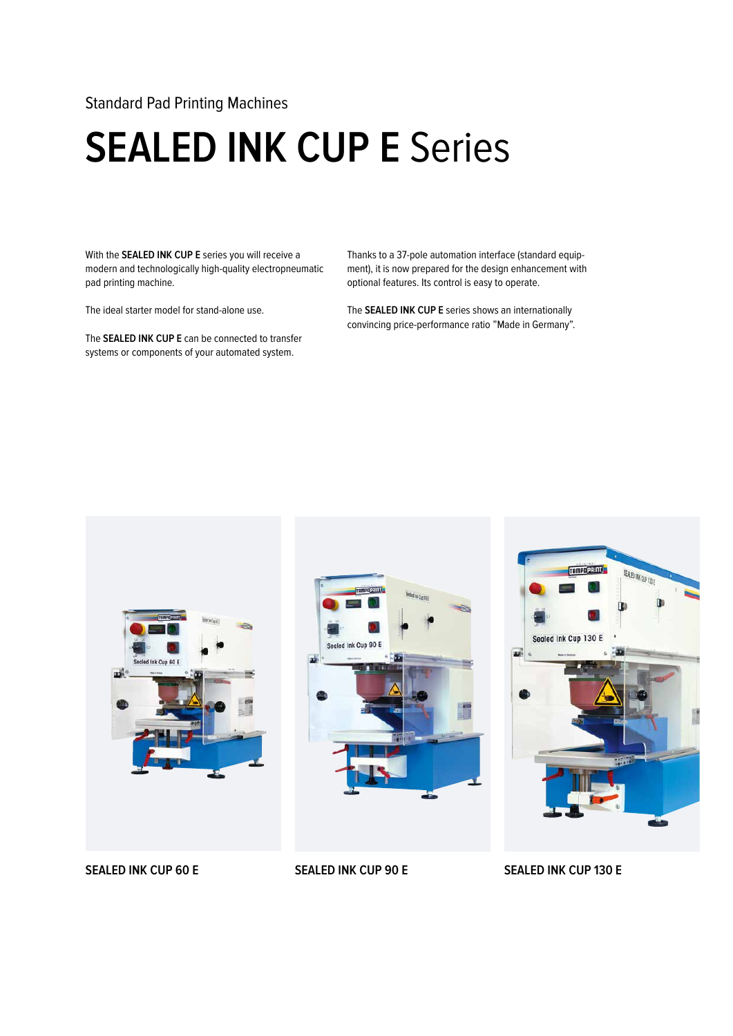Standard Pad Printing Machines

# **SEALED INK CUP E** Series

With the **SEALED INK CUP E** series you will receive a modern and technologically high-quality electropneumatic pad printing machine.

The ideal starter model for stand-alone use.

The **SEALED INK CUP E** can be connected to transfer systems or components of your automated system.

Thanks to a 37-pole automation interface (standard equipment), it is now prepared for the design enhancement with optional features. Its control is easy to operate.

The **SEALED INK CUP E** series shows an internationally convincing price-performance ratio "Made in Germany".

**SEALED INK CUP 60 E**

**SEALED INK CUP 90 E**

**SEALED INK CUP 130 E**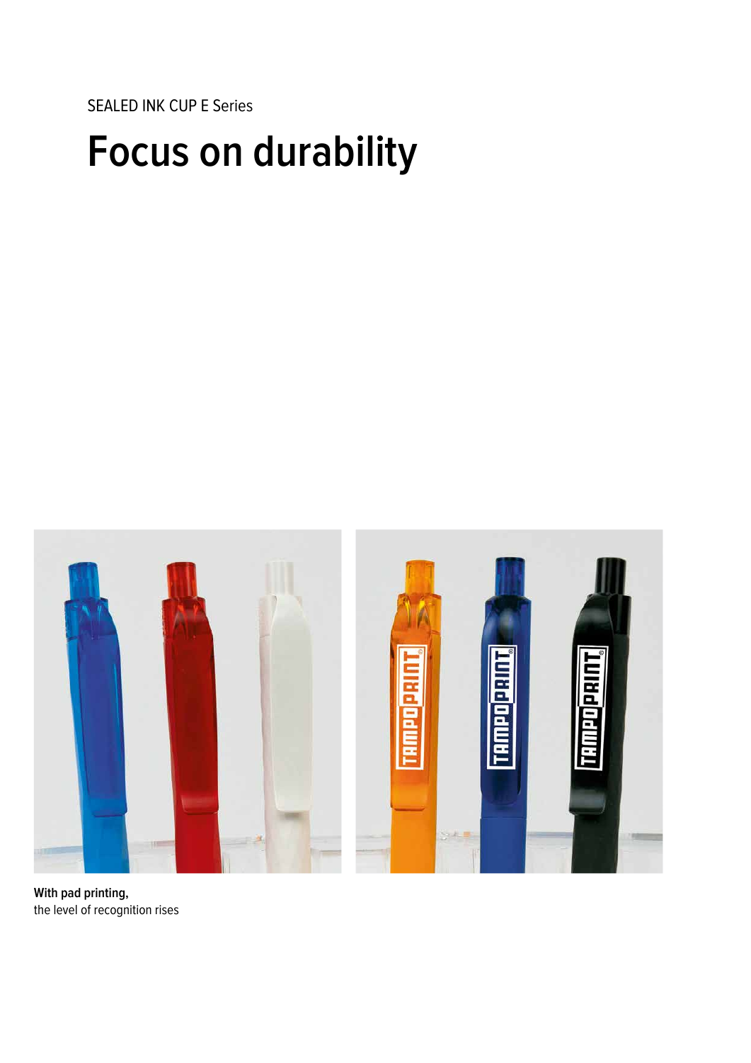SEALED INK CUP E Series

# Focus on durability

**With pad printing,**
the level of recognition rises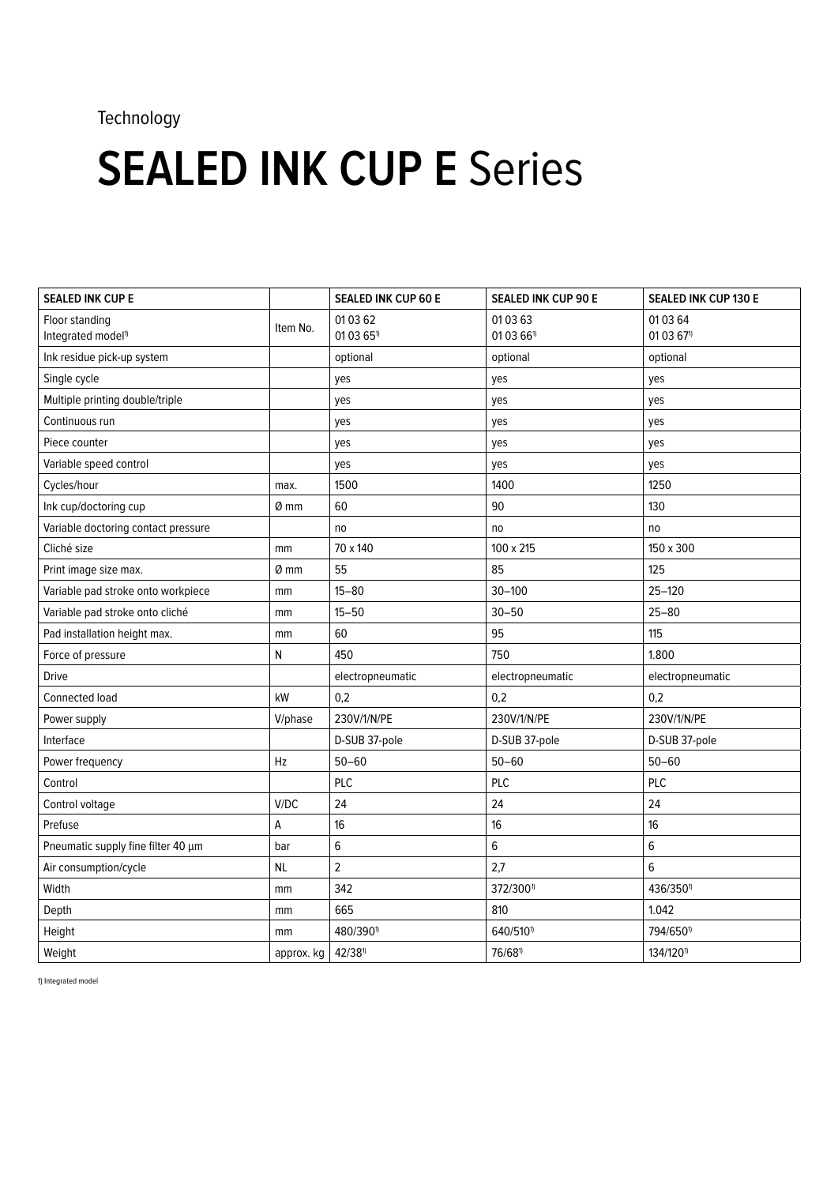Technology

# **SEALED INK CUP E** Series

| SEALED INK CUP E | | SEALED INK CUP 60 E | SEALED INK CUP 90 E | SEALED INK CUP 130 E |
|---|---|---|---|---|
| Floor standing<br>Integrated model[1] | Item No. | 01 03 62<br>01 03 65[1] | 01 03 63<br>01 03 66[1] | 01 03 64<br>01 03 67[1] |
| Ink residue pick-up system | | optional | optional | optional |
| Single cycle | | yes | yes | yes |
| Multiple printing double/triple | | yes | yes | yes |
| Continuous run | | yes | yes | yes |
| Piece counter | | yes | yes | yes |
| Variable speed control | | yes | yes | yes |
| Cycles/hour | max. | 1500 | 1400 | 1250 |
| Ink cup/doctoring cup | Ø mm | 60 | 90 | 130 |
| Variable doctoring contact pressure | | no | no | no |
| Cliché size | mm | 70 x 140 | 100 x 215 | 150 x 300 |
| Print image size max. | Ø mm | 55 | 85 | 125 |
| Variable pad stroke onto workpiece | mm | 15–80 | 30–100 | 25–120 |
| Variable pad stroke onto cliché | mm | 15–50 | 30–50 | 25–80 |
| Pad installation height max. | mm | 60 | 95 | 115 |
| Force of pressure | N | 450 | 750 | 1.800 |
| Drive | | electropneumatic | electropneumatic | electropneumatic |
| Connected load | kW | 0,2 | 0,2 | 0,2 |
| Power supply | V/phase | 230V/1/N/PE | 230V/1/N/PE | 230V/1/N/PE |
| Interface | | D-SUB 37-pole | D-SUB 37-pole | D-SUB 37-pole |
| Power frequency | Hz | 50–60 | 50–60 | 50–60 |
| Control | | PLC | PLC | PLC |
| Control voltage | V/DC | 24 | 24 | 24 |
| Prefuse | A | 16 | 16 | 16 |
| Pneumatic supply fine filter 40 µm | bar | 6 | 6 | 6 |
| Air consumption/cycle | NL | 2 | 2,7 | 6 |
| Width | mm | 342 | 372/300[1] | 436/350[1] |
| Depth | mm | 665 | 810 | 1.042 |
| Height | mm | 480/390[1] | 640/510[1] | 794/650[1] |
| Weight | approx. kg | 42/38[1] | 76/68[1] | 134/120[1] |

1) Integrated model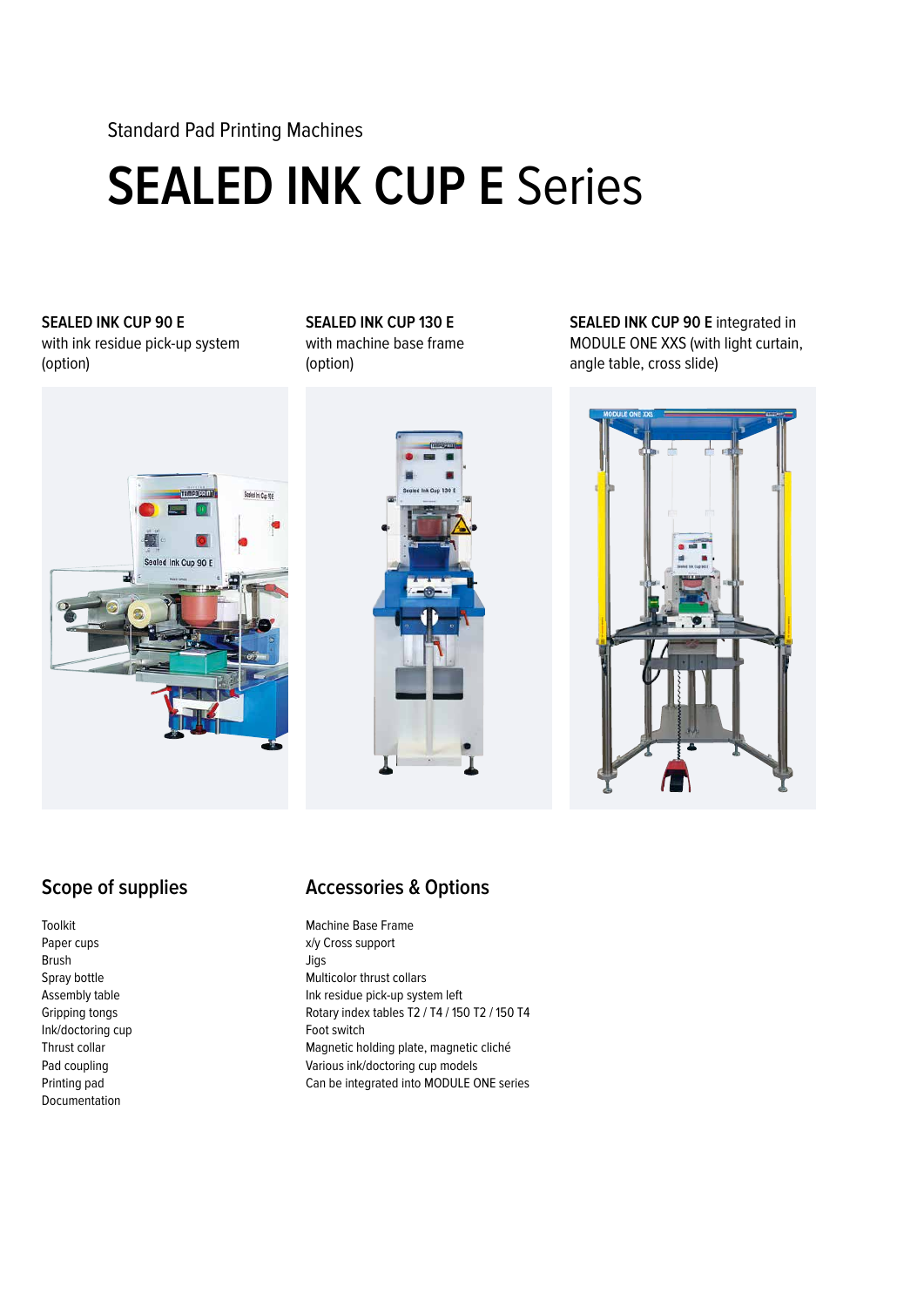Standard Pad Printing Machines

# **SEALED INK CUP E** Series

**SEALED INK CUP 90 E**
with ink residue pick-up system (option)

**SEALED INK CUP 130 E**
with machine base frame (option)

**SEALED INK CUP 90 E** integrated in MODULE ONE XXS (with light curtain, angle table, cross slide)

## Scope of supplies

Toolkit
Paper cups
Brush
Spray bottle
Assembly table
Gripping tongs
Ink/doctoring cup
Thrust collar
Pad coupling
Printing pad
Documentation

## Accessories & Options

Machine Base Frame
x/y Cross support
Jigs
Multicolor thrust collars
Ink residue pick-up system left
Rotary index tables T2 / T4 / 150 T2 / 150 T4
Foot switch
Magnetic holding plate, magnetic cliché
Various ink/doctoring cup models
Can be integrated into MODULE ONE series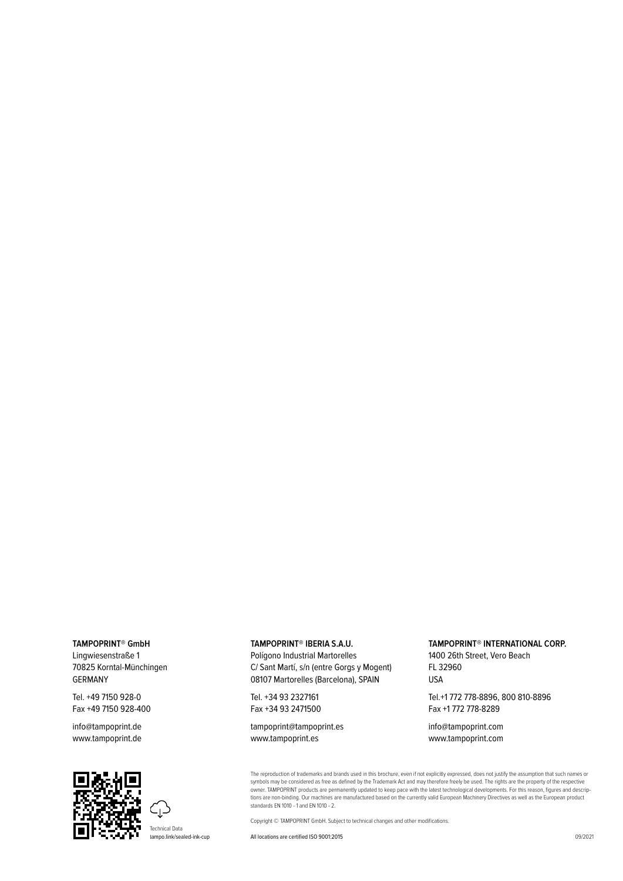**TAMPOPRINT® GmbH**
Lingwiesenstraße 1
70825 Korntal-Münchingen
GERMANY

Tel. +49 7150 928-0
Fax +49 7150 928-400

info@tampoprint.de
www.tampoprint.de

**TAMPOPRINT® IBERIA S.A.U.**
Polígono Industrial Martorelles
C/ Sant Martí, s/n (entre Gorgs y Mogent)
08107 Martorelles (Barcelona), SPAIN

Tel. +34 93 2327161
Fax +34 93 2471500

tampoprint@tampoprint.es
www.tampoprint.es

**TAMPOPRINT® INTERNATIONAL CORP.**
1400 26th Street, Vero Beach
FL 32960
USA

Tel.+1 772 778-8896, 800 810-8896
Fax +1 772 778-8289

info@tampoprint.com
www.tampoprint.com

Technical Data
tampo.link/sealed-ink-cup

The reproduction of trademarks and brands used in this brochure, even if not explicitly expressed, does not justify the assumption that such names or symbols may be considered as free as defined by the Trademark Act and may therefore freely be used. The rights are the property of the respective owner. TAMPOPRINT products are permanently updated to keep pace with the latest technological developments. For this reason, figures and descriptions are non-binding. Our machines are manufactured based on the currently valid European Machinery Directives as well as the European product standards EN 1010 - 1 and EN 1010 - 2.

Copyright © TAMPOPRINT GmbH. Subject to technical changes and other modifications.

All locations are certified ISO 9001:2015

09/2021